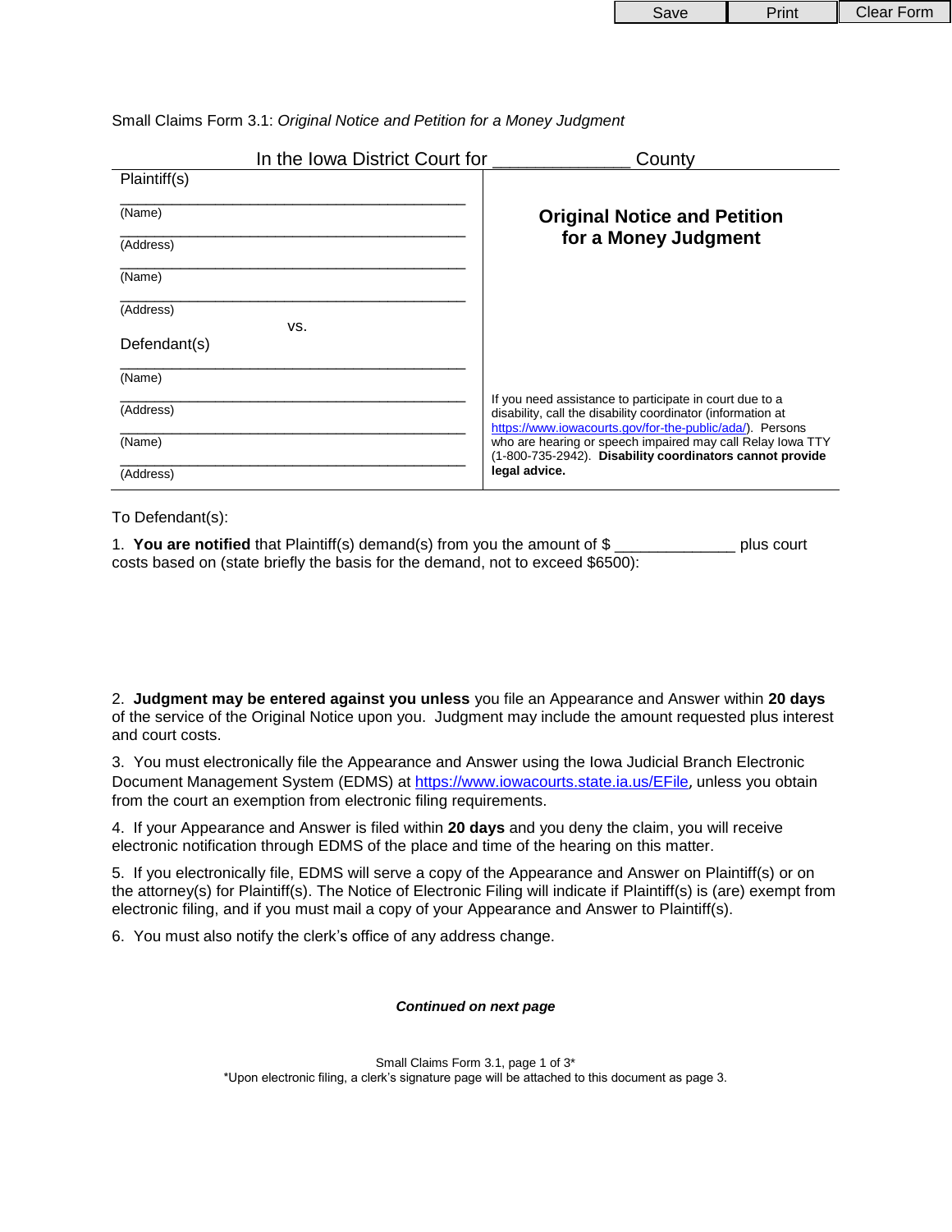Small Claims Form 3.1: *Original Notice and Petition for a Money Judgment*

In the Iowa District Court for _____________ County

| Plaintiff(s) | **Original Notice and Petition for a Money Judgment** |
|---|---|
| ________________________________________ (Name) | |
| ________________________________________ (Address) | |
| ________________________________________ (Name) | |
| ________________________________________ (Address) | |
| vs. | |
| Defendant(s) | |
| ________________________________________ (Name) | |
| ________________________________________ (Address) | If you need assistance to participate in court due to a disability, call the disability coordinator (information at https://www.iowacourts.gov/for-the-public/ada/). Persons who are hearing or speech impaired may call Relay Iowa TTY (1-800-735-2942). **Disability coordinators cannot provide legal advice.** |
| ________________________________________ (Name) | |
| ________________________________________ (Address) | |

To Defendant(s):

1. **You are notified** that Plaintiff(s) demand(s) from you the amount of $ _____________ plus court costs based on (state briefly the basis for the demand, not to exceed $6500):

2. **Judgment may be entered against you unless** you file an Appearance and Answer within **20 days** of the service of the Original Notice upon you. Judgment may include the amount requested plus interest and court costs.

3. You must electronically file the Appearance and Answer using the Iowa Judicial Branch Electronic Document Management System (EDMS) at https://www.iowacourts.state.ia.us/EFile, unless you obtain from the court an exemption from electronic filing requirements.

4. If your Appearance and Answer is filed within **20 days** and you deny the claim, you will receive electronic notification through EDMS of the place and time of the hearing on this matter.

5. If you electronically file, EDMS will serve a copy of the Appearance and Answer on Plaintiff(s) or on the attorney(s) for Plaintiff(s). The Notice of Electronic Filing will indicate if Plaintiff(s) is (are) exempt from electronic filing, and if you must mail a copy of your Appearance and Answer to Plaintiff(s).

6. You must also notify the clerk's office of any address change.

***Continued on next page***

*Upon electronic filing, a clerk's signature page will be attached to this document as page 3.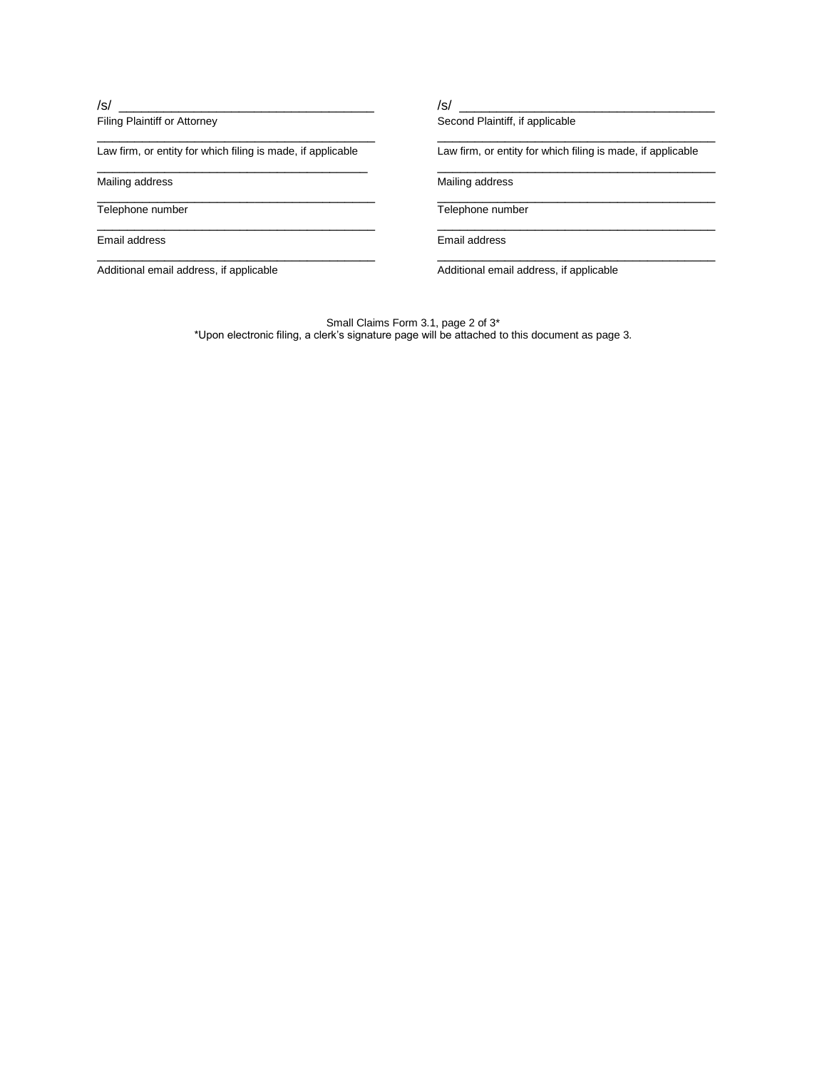| | |
|---|---|
| /s/ ____________________________________ | /s/ ____________________________________ |
| Filing Plaintiff or Attorney | Second Plaintiff, if applicable |
| ____________________________________ | ____________________________________ |
| Law firm, or entity for which filing is made, if applicable | Law firm, or entity for which filing is made, if applicable |
| ____________________________________ | ____________________________________ |
| Mailing address | Mailing address |
| ____________________________________ | ____________________________________ |
| Telephone number | Telephone number |
| ____________________________________ | ____________________________________ |
| Email address | Email address |
| ____________________________________ | ____________________________________ |
| Additional email address, if applicable | Additional email address, if applicable |

Small Claims Form 3.1, page 2 of 3*
*Upon electronic filing, a clerk's signature page will be attached to this document as page 3.